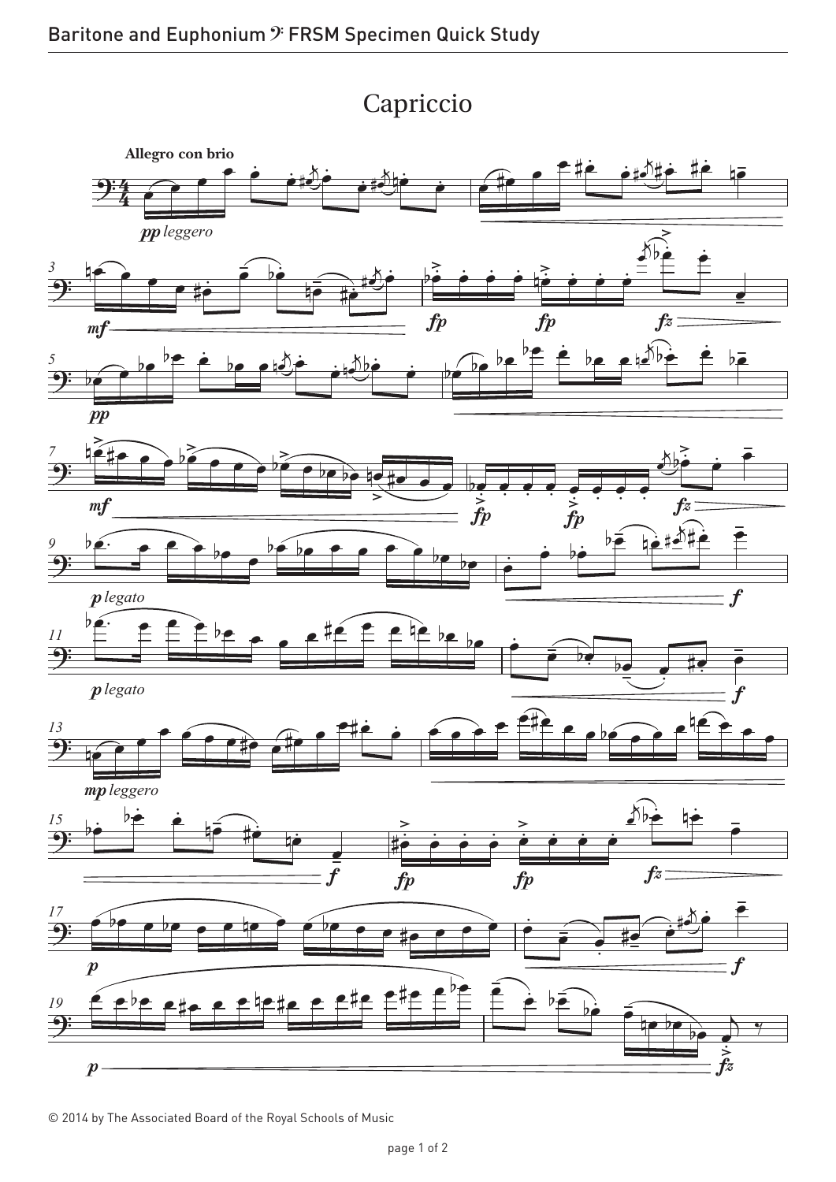# Capriccio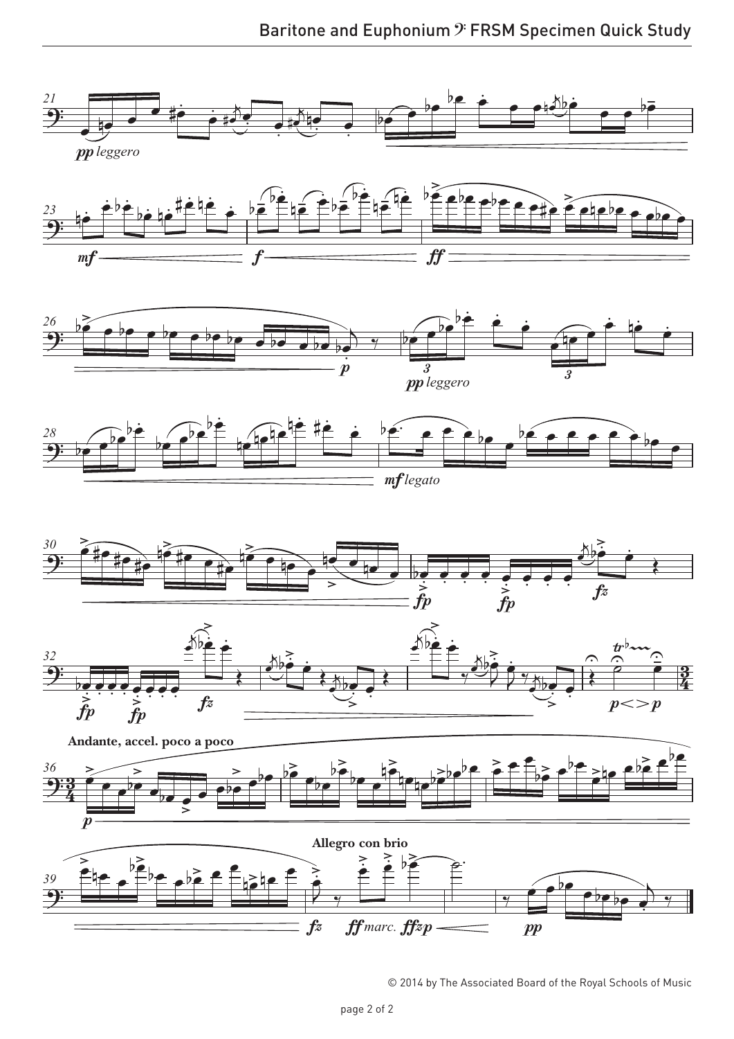Andante, accel. poco a poco

Allegro con brio

© 2014 by The Associated Board of the Royal Schools of Music